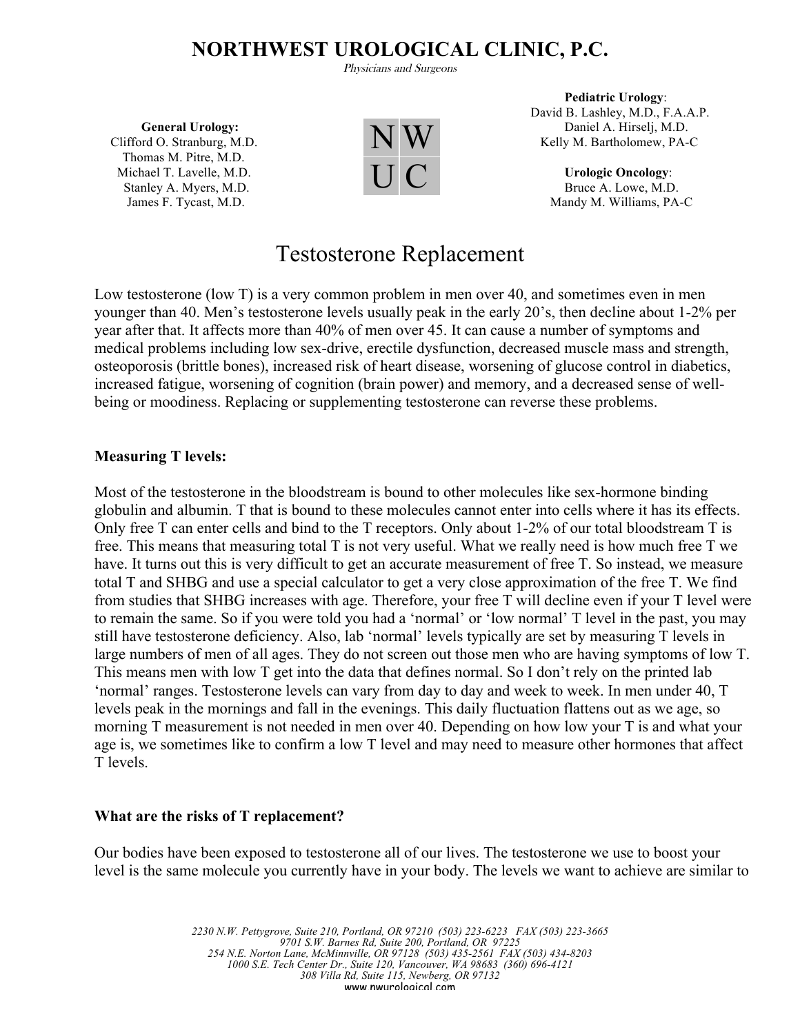# NORTHWEST UROLOGICAL CLINIC, P.C.

*Physicians and Surgeons*

**General Urology:**
Clifford O. Stranburg, M.D.
Thomas M. Pitre, M.D.
Michael T. Lavelle, M.D.
Stanley A. Myers, M.D.
James F. Tycast, M.D.

NW
UC

**Pediatric Urology**:
David B. Lashley, M.D., F.A.A.P.
Daniel A. Hirselj, M.D.
Kelly M. Bartholomew, PA-C

**Urologic Oncology**:
Bruce A. Lowe, M.D.
Mandy M. Williams, PA-C

## Testosterone Replacement

Low testosterone (low T) is a very common problem in men over 40, and sometimes even in men younger than 40. Men's testosterone levels usually peak in the early 20's, then decline about 1-2% per year after that. It affects more than 40% of men over 45. It can cause a number of symptoms and medical problems including low sex-drive, erectile dysfunction, decreased muscle mass and strength, osteoporosis (brittle bones), increased risk of heart disease, worsening of glucose control in diabetics, increased fatigue, worsening of cognition (brain power) and memory, and a decreased sense of well-being or moodiness. Replacing or supplementing testosterone can reverse these problems.

**Measuring T levels:**

Most of the testosterone in the bloodstream is bound to other molecules like sex-hormone binding globulin and albumin. T that is bound to these molecules cannot enter into cells where it has its effects. Only free T can enter cells and bind to the T receptors. Only about 1-2% of our total bloodstream T is free. This means that measuring total T is not very useful. What we really need is how much free T we have. It turns out this is very difficult to get an accurate measurement of free T. So instead, we measure total T and SHBG and use a special calculator to get a very close approximation of the free T. We find from studies that SHBG increases with age. Therefore, your free T will decline even if your T level were to remain the same. So if you were told you had a 'normal' or 'low normal' T level in the past, you may still have testosterone deficiency. Also, lab 'normal' levels typically are set by measuring T levels in large numbers of men of all ages. They do not screen out those men who are having symptoms of low T. This means men with low T get into the data that defines normal. So I don't rely on the printed lab 'normal' ranges. Testosterone levels can vary from day to day and week to week. In men under 40, T levels peak in the mornings and fall in the evenings. This daily fluctuation flattens out as we age, so morning T measurement is not needed in men over 40. Depending on how low your T is and what your age is, we sometimes like to confirm a low T level and may need to measure other hormones that affect T levels.

**What are the risks of T replacement?**

Our bodies have been exposed to testosterone all of our lives. The testosterone we use to boost your level is the same molecule you currently have in your body. The levels we want to achieve are similar to

*2230 N.W. Pettygrove, Suite 210, Portland, OR 97210 (503) 223-6223 FAX (503) 223-3665*
*9701 S.W. Barnes Rd, Suite 200, Portland, OR 97225*
*254 N.E. Norton Lane, McMinnville, OR 97128 (503) 435-2561 FAX (503) 434-8203*
*1000 S.E. Tech Center Dr., Suite 120, Vancouver, WA 98683 (360) 696-4121*
*308 Villa Rd, Suite 115, Newberg, OR 97132*
www.nwurological.com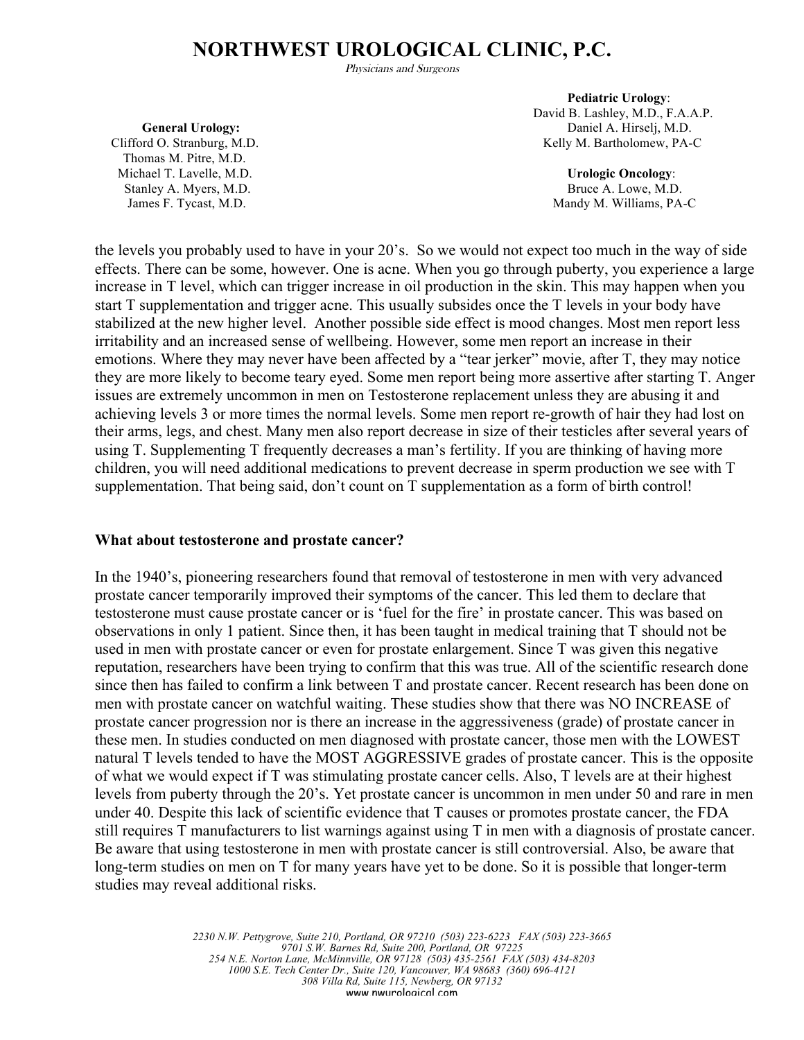the levels you probably used to have in your 20's. So we would not expect too much in the way of side effects. There can be some, however. One is acne. When you go through puberty, you experience a large increase in T level, which can trigger increase in oil production in the skin. This may happen when you start T supplementation and trigger acne. This usually subsides once the T levels in your body have stabilized at the new higher level. Another possible side effect is mood changes. Most men report less irritability and an increased sense of wellbeing. However, some men report an increase in their emotions. Where they may never have been affected by a "tear jerker" movie, after T, they may notice they are more likely to become teary eyed. Some men report being more assertive after starting T. Anger issues are extremely uncommon in men on Testosterone replacement unless they are abusing it and achieving levels 3 or more times the normal levels. Some men report re-growth of hair they had lost on their arms, legs, and chest. Many men also report decrease in size of their testicles after several years of using T. Supplementing T frequently decreases a man's fertility. If you are thinking of having more children, you will need additional medications to prevent decrease in sperm production we see with T supplementation. That being said, don't count on T supplementation as a form of birth control!

**What about testosterone and prostate cancer?**

In the 1940's, pioneering researchers found that removal of testosterone in men with very advanced prostate cancer temporarily improved their symptoms of the cancer. This led them to declare that testosterone must cause prostate cancer or is 'fuel for the fire' in prostate cancer. This was based on observations in only 1 patient. Since then, it has been taught in medical training that T should not be used in men with prostate cancer or even for prostate enlargement. Since T was given this negative reputation, researchers have been trying to confirm that this was true. All of the scientific research done since then has failed to confirm a link between T and prostate cancer. Recent research has been done on men with prostate cancer on watchful waiting. These studies show that there was NO INCREASE of prostate cancer progression nor is there an increase in the aggressiveness (grade) of prostate cancer in these men. In studies conducted on men diagnosed with prostate cancer, those men with the LOWEST natural T levels tended to have the MOST AGGRESSIVE grades of prostate cancer. This is the opposite of what we would expect if T was stimulating prostate cancer cells. Also, T levels are at their highest levels from puberty through the 20's. Yet prostate cancer is uncommon in men under 50 and rare in men under 40. Despite this lack of scientific evidence that T causes or promotes prostate cancer, the FDA still requires T manufacturers to list warnings against using T in men with a diagnosis of prostate cancer. Be aware that using testosterone in men with prostate cancer is still controversial. Also, be aware that long-term studies on men on T for many years have yet to be done. So it is possible that longer-term studies may reveal additional risks.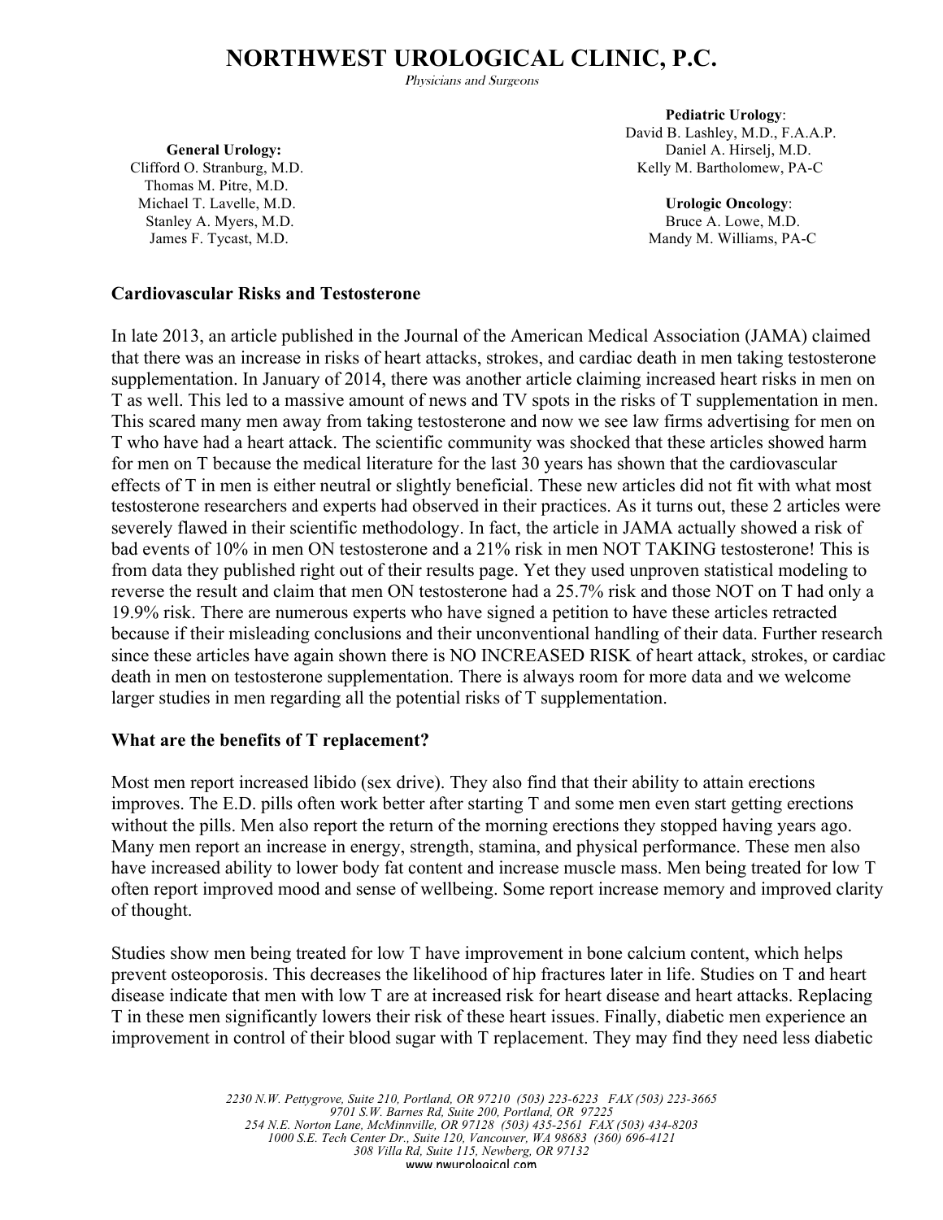# NORTHWEST UROLOGICAL CLINIC, P.C.

*Physicians and Surgeons*

**General Urology:**
Clifford O. Stranburg, M.D.
Thomas M. Pitre, M.D.
Michael T. Lavelle, M.D.
Stanley A. Myers, M.D.
James F. Tycast, M.D.

**Pediatric Urology**:
David B. Lashley, M.D., F.A.A.P.
Daniel A. Hirselj, M.D.
Kelly M. Bartholomew, PA-C

**Urologic Oncology**:
Bruce A. Lowe, M.D.
Mandy M. Williams, PA-C

### Cardiovascular Risks and Testosterone

In late 2013, an article published in the Journal of the American Medical Association (JAMA) claimed that there was an increase in risks of heart attacks, strokes, and cardiac death in men taking testosterone supplementation. In January of 2014, there was another article claiming increased heart risks in men on T as well. This led to a massive amount of news and TV spots in the risks of T supplementation in men. This scared many men away from taking testosterone and now we see law firms advertising for men on T who have had a heart attack. The scientific community was shocked that these articles showed harm for men on T because the medical literature for the last 30 years has shown that the cardiovascular effects of T in men is either neutral or slightly beneficial. These new articles did not fit with what most testosterone researchers and experts had observed in their practices. As it turns out, these 2 articles were severely flawed in their scientific methodology. In fact, the article in JAMA actually showed a risk of bad events of 10% in men ON testosterone and a 21% risk in men NOT TAKING testosterone! This is from data they published right out of their results page. Yet they used unproven statistical modeling to reverse the result and claim that men ON testosterone had a 25.7% risk and those NOT on T had only a 19.9% risk. There are numerous experts who have signed a petition to have these articles retracted because if their misleading conclusions and their unconventional handling of their data. Further research since these articles have again shown there is NO INCREASED RISK of heart attack, strokes, or cardiac death in men on testosterone supplementation. There is always room for more data and we welcome larger studies in men regarding all the potential risks of T supplementation.

### What are the benefits of T replacement?

Most men report increased libido (sex drive). They also find that their ability to attain erections improves. The E.D. pills often work better after starting T and some men even start getting erections without the pills. Men also report the return of the morning erections they stopped having years ago. Many men report an increase in energy, strength, stamina, and physical performance. These men also have increased ability to lower body fat content and increase muscle mass. Men being treated for low T often report improved mood and sense of wellbeing. Some report increase memory and improved clarity of thought.

Studies show men being treated for low T have improvement in bone calcium content, which helps prevent osteoporosis. This decreases the likelihood of hip fractures later in life. Studies on T and heart disease indicate that men with low T are at increased risk for heart disease and heart attacks. Replacing T in these men significantly lowers their risk of these heart issues. Finally, diabetic men experience an improvement in control of their blood sugar with T replacement. They may find they need less diabetic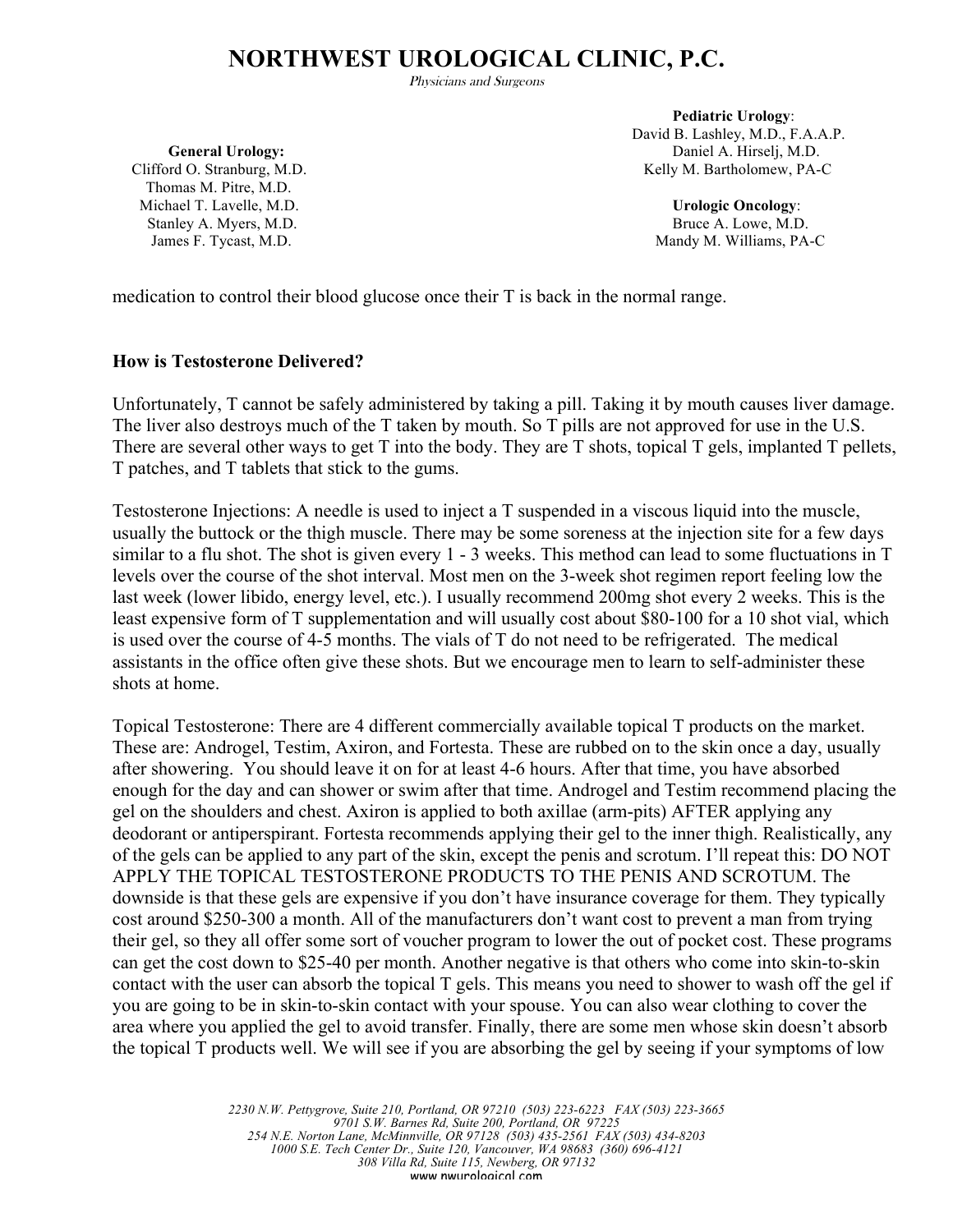medication to control their blood glucose once their T is back in the normal range.

**How is Testosterone Delivered?**

Unfortunately, T cannot be safely administered by taking a pill. Taking it by mouth causes liver damage. The liver also destroys much of the T taken by mouth. So T pills are not approved for use in the U.S. There are several other ways to get T into the body. They are T shots, topical T gels, implanted T pellets, T patches, and T tablets that stick to the gums.

Testosterone Injections: A needle is used to inject a T suspended in a viscous liquid into the muscle, usually the buttock or the thigh muscle. There may be some soreness at the injection site for a few days similar to a flu shot. The shot is given every 1 - 3 weeks. This method can lead to some fluctuations in T levels over the course of the shot interval. Most men on the 3-week shot regimen report feeling low the last week (lower libido, energy level, etc.). I usually recommend 200mg shot every 2 weeks. This is the least expensive form of T supplementation and will usually cost about $80-100 for a 10 shot vial, which is used over the course of 4-5 months. The vials of T do not need to be refrigerated. The medical assistants in the office often give these shots. But we encourage men to learn to self-administer these shots at home.

Topical Testosterone: There are 4 different commercially available topical T products on the market. These are: Androgel, Testim, Axiron, and Fortesta. These are rubbed on to the skin once a day, usually after showering. You should leave it on for at least 4-6 hours. After that time, you have absorbed enough for the day and can shower or swim after that time. Androgel and Testim recommend placing the gel on the shoulders and chest. Axiron is applied to both axillae (arm-pits) AFTER applying any deodorant or antiperspirant. Fortesta recommends applying their gel to the inner thigh. Realistically, any of the gels can be applied to any part of the skin, except the penis and scrotum. I'll repeat this: DO NOT APPLY THE TOPICAL TESTOSTERONE PRODUCTS TO THE PENIS AND SCROTUM. The downside is that these gels are expensive if you don't have insurance coverage for them. They typically cost around $250-300 a month. All of the manufacturers don't want cost to prevent a man from trying their gel, so they all offer some sort of voucher program to lower the out of pocket cost. These programs can get the cost down to $25-40 per month. Another negative is that others who come into skin-to-skin contact with the user can absorb the topical T gels. This means you need to shower to wash off the gel if you are going to be in skin-to-skin contact with your spouse. You can also wear clothing to cover the area where you applied the gel to avoid transfer. Finally, there are some men whose skin doesn't absorb the topical T products well. We will see if you are absorbing the gel by seeing if your symptoms of low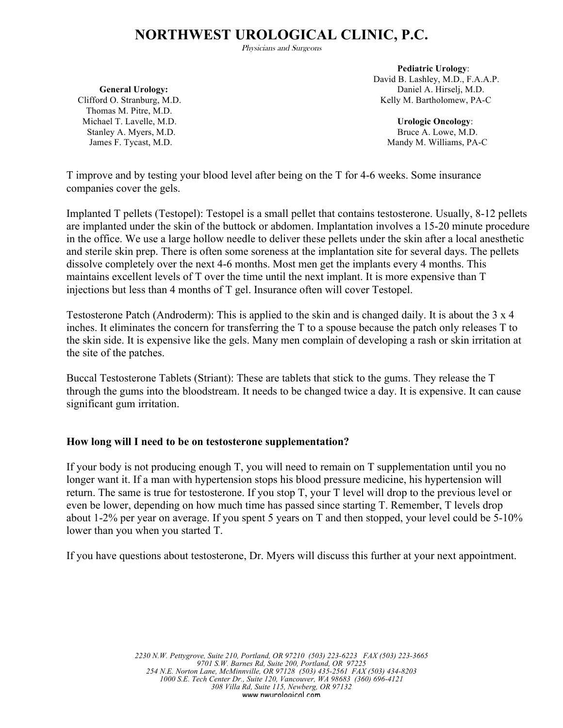# NORTHWEST UROLOGICAL CLINIC, P.C.

*Physicians and Surgeons*

**General Urology:**
Clifford O. Stranburg, M.D.
Thomas M. Pitre, M.D.
Michael T. Lavelle, M.D.
Stanley A. Myers, M.D.
James F. Tycast, M.D.

**Pediatric Urology**:
David B. Lashley, M.D., F.A.A.P.
Daniel A. Hirselj, M.D.
Kelly M. Bartholomew, PA-C

**Urologic Oncology**:
Bruce A. Lowe, M.D.
Mandy M. Williams, PA-C

T improve and by testing your blood level after being on the T for 4-6 weeks. Some insurance companies cover the gels.

Implanted T pellets (Testopel): Testopel is a small pellet that contains testosterone. Usually, 8-12 pellets are implanted under the skin of the buttock or abdomen. Implantation involves a 15-20 minute procedure in the office. We use a large hollow needle to deliver these pellets under the skin after a local anesthetic and sterile skin prep. There is often some soreness at the implantation site for several days. The pellets dissolve completely over the next 4-6 months. Most men get the implants every 4 months. This maintains excellent levels of T over the time until the next implant. It is more expensive than T injections but less than 4 months of T gel. Insurance often will cover Testopel.

Testosterone Patch (Androderm): This is applied to the skin and is changed daily. It is about the 3 x 4 inches. It eliminates the concern for transferring the T to a spouse because the patch only releases T to the skin side. It is expensive like the gels. Many men complain of developing a rash or skin irritation at the site of the patches.

Buccal Testosterone Tablets (Striant): These are tablets that stick to the gums. They release the T through the gums into the bloodstream. It needs to be changed twice a day. It is expensive. It can cause significant gum irritation.

**How long will I need to be on testosterone supplementation?**

If your body is not producing enough T, you will need to remain on T supplementation until you no longer want it. If a man with hypertension stops his blood pressure medicine, his hypertension will return. The same is true for testosterone. If you stop T, your T level will drop to the previous level or even be lower, depending on how much time has passed since starting T. Remember, T levels drop about 1-2% per year on average. If you spent 5 years on T and then stopped, your level could be 5-10% lower than you when you started T.

If you have questions about testosterone, Dr. Myers will discuss this further at your next appointment.

*2230 N.W. Pettygrove, Suite 210, Portland, OR 97210 (503) 223-6223 FAX (503) 223-3665*
*9701 S.W. Barnes Rd, Suite 200, Portland, OR 97225*
*254 N.E. Norton Lane, McMinnville, OR 97128 (503) 435-2561 FAX (503) 434-8203*
*1000 S.E. Tech Center Dr., Suite 120, Vancouver, WA 98683 (360) 696-4121*
*308 Villa Rd, Suite 115, Newberg, OR 97132*
www.nwurological.com